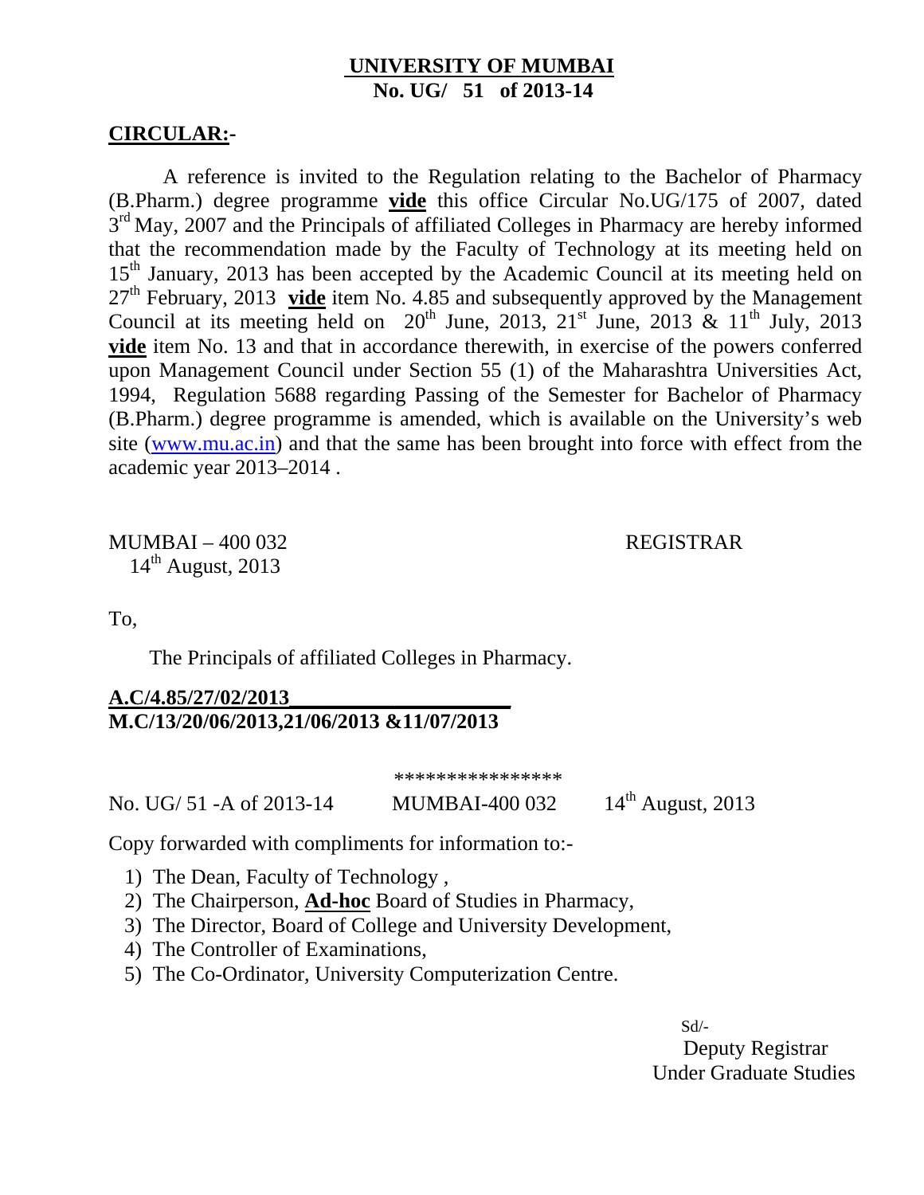**UNIVERSITY OF MUMBAI**
**No. UG/ 51 of 2013-14**

**CIRCULAR:-**

A reference is invited to the Regulation relating to the Bachelor of Pharmacy (B.Pharm.) degree programme **vide** this office Circular No.UG/175 of 2007, dated 3rd May, 2007 and the Principals of affiliated Colleges in Pharmacy are hereby informed that the recommendation made by the Faculty of Technology at its meeting held on 15th January, 2013 has been accepted by the Academic Council at its meeting held on 27th February, 2013 **vide** item No. 4.85 and subsequently approved by the Management Council at its meeting held on 20th June, 2013, 21st June, 2013 & 11th July, 2013 **vide** item No. 13 and that in accordance therewith, in exercise of the powers conferred upon Management Council under Section 55 (1) of the Maharashtra Universities Act, 1994, Regulation 5688 regarding Passing of the Semester for Bachelor of Pharmacy (B.Pharm.) degree programme is amended, which is available on the University's web site (www.mu.ac.in) and that the same has been brought into force with effect from the academic year 2013–2014 .

MUMBAI – 400 032
14th August, 2013

REGISTRAR

To,

The Principals of affiliated Colleges in Pharmacy.

**A.C/4.85/27/02/2013**
**M.C/13/20/06/2013,21/06/2013 &11/07/2013**

****************

No. UG/ 51 -A of 2013-14 MUMBAI-400 032 14th August, 2013

Copy forwarded with compliments for information to:-

1) The Dean, Faculty of Technology ,
2) The Chairperson, **Ad-hoc** Board of Studies in Pharmacy,
3) The Director, Board of College and University Development,
4) The Controller of Examinations,
5) The Co-Ordinator, University Computerization Centre.

Sd/-
Deputy Registrar
Under Graduate Studies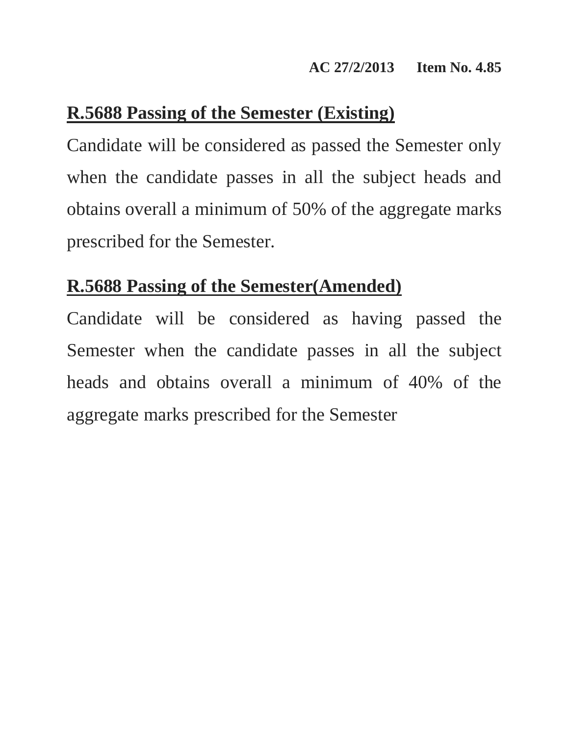**AC 27/2/2013 Item No. 4.85**

## R.5688 Passing of the Semester (Existing)

Candidate will be considered as passed the Semester only when the candidate passes in all the subject heads and obtains overall a minimum of 50% of the aggregate marks prescribed for the Semester.

## R.5688 Passing of the Semester(Amended)

Candidate will be considered as having passed the Semester when the candidate passes in all the subject heads and obtains overall a minimum of 40% of the aggregate marks prescribed for the Semester